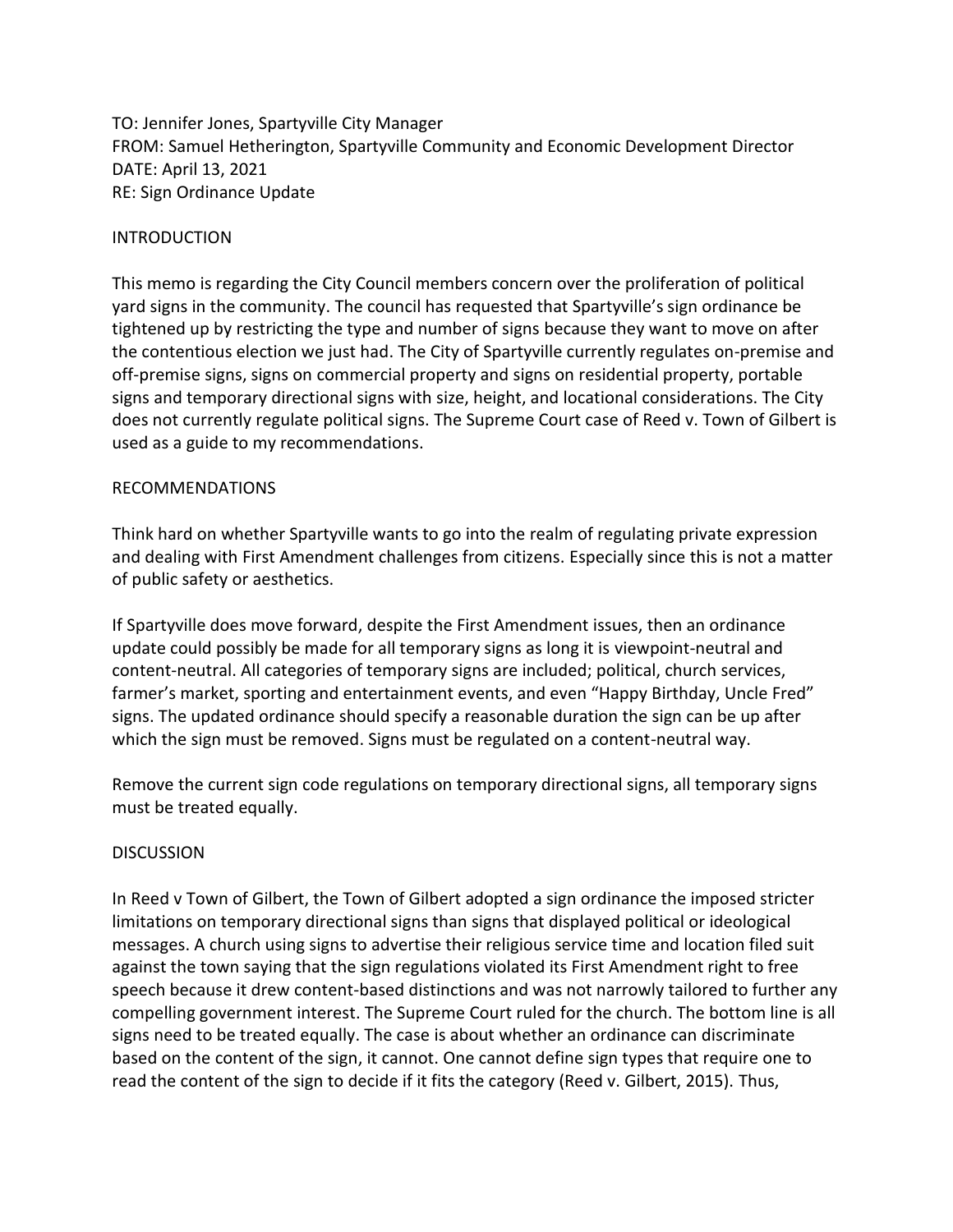TO: Jennifer Jones, Spartyville City Manager
FROM: Samuel Hetherington, Spartyville Community and Economic Development Director
DATE: April 13, 2021
RE: Sign Ordinance Update

## INTRODUCTION

This memo is regarding the City Council members concern over the proliferation of political yard signs in the community. The council has requested that Spartyville's sign ordinance be tightened up by restricting the type and number of signs because they want to move on after the contentious election we just had. The City of Spartyville currently regulates on-premise and off-premise signs, signs on commercial property and signs on residential property, portable signs and temporary directional signs with size, height, and locational considerations. The City does not currently regulate political signs. The Supreme Court case of Reed v. Town of Gilbert is used as a guide to my recommendations.

## RECOMMENDATIONS

Think hard on whether Spartyville wants to go into the realm of regulating private expression and dealing with First Amendment challenges from citizens. Especially since this is not a matter of public safety or aesthetics.

If Spartyville does move forward, despite the First Amendment issues, then an ordinance update could possibly be made for all temporary signs as long it is viewpoint-neutral and content-neutral. All categories of temporary signs are included; political, church services, farmer's market, sporting and entertainment events, and even "Happy Birthday, Uncle Fred" signs. The updated ordinance should specify a reasonable duration the sign can be up after which the sign must be removed. Signs must be regulated on a content-neutral way.

Remove the current sign code regulations on temporary directional signs, all temporary signs must be treated equally.

## DISCUSSION

In Reed v Town of Gilbert, the Town of Gilbert adopted a sign ordinance the imposed stricter limitations on temporary directional signs than signs that displayed political or ideological messages. A church using signs to advertise their religious service time and location filed suit against the town saying that the sign regulations violated its First Amendment right to free speech because it drew content-based distinctions and was not narrowly tailored to further any compelling government interest. The Supreme Court ruled for the church. The bottom line is all signs need to be treated equally. The case is about whether an ordinance can discriminate based on the content of the sign, it cannot. One cannot define sign types that require one to read the content of the sign to decide if it fits the category (Reed v. Gilbert, 2015). Thus,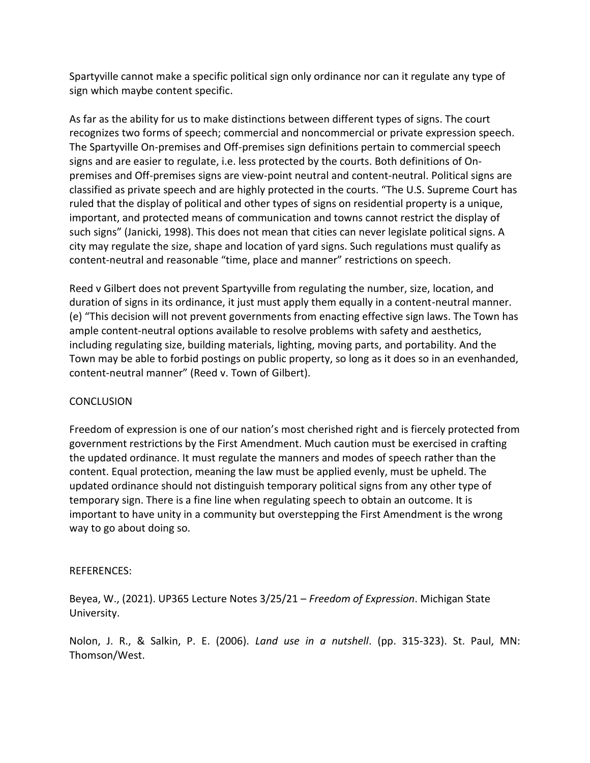Spartyville cannot make a specific political sign only ordinance nor can it regulate any type of sign which maybe content specific.

As far as the ability for us to make distinctions between different types of signs. The court recognizes two forms of speech; commercial and noncommercial or private expression speech. The Spartyville On-premises and Off-premises sign definitions pertain to commercial speech signs and are easier to regulate, i.e. less protected by the courts. Both definitions of On-premises and Off-premises signs are view-point neutral and content-neutral. Political signs are classified as private speech and are highly protected in the courts. "The U.S. Supreme Court has ruled that the display of political and other types of signs on residential property is a unique, important, and protected means of communication and towns cannot restrict the display of such signs" (Janicki, 1998). This does not mean that cities can never legislate political signs. A city may regulate the size, shape and location of yard signs. Such regulations must qualify as content-neutral and reasonable "time, place and manner" restrictions on speech.

Reed v Gilbert does not prevent Spartyville from regulating the number, size, location, and duration of signs in its ordinance, it just must apply them equally in a content-neutral manner. (e) "This decision will not prevent governments from enacting effective sign laws. The Town has ample content-neutral options available to resolve problems with safety and aesthetics, including regulating size, building materials, lighting, moving parts, and portability. And the Town may be able to forbid postings on public property, so long as it does so in an evenhanded, content-neutral manner" (Reed v. Town of Gilbert).

## CONCLUSION

Freedom of expression is one of our nation's most cherished right and is fiercely protected from government restrictions by the First Amendment. Much caution must be exercised in crafting the updated ordinance. It must regulate the manners and modes of speech rather than the content. Equal protection, meaning the law must be applied evenly, must be upheld. The updated ordinance should not distinguish temporary political signs from any other type of temporary sign. There is a fine line when regulating speech to obtain an outcome. It is important to have unity in a community but overstepping the First Amendment is the wrong way to go about doing so.

## REFERENCES:

Beyea, W., (2021). UP365 Lecture Notes 3/25/21 – *Freedom of Expression*. Michigan State University.

Nolon, J. R., & Salkin, P. E. (2006). *Land use in a nutshell*. (pp. 315-323). St. Paul, MN: Thomson/West.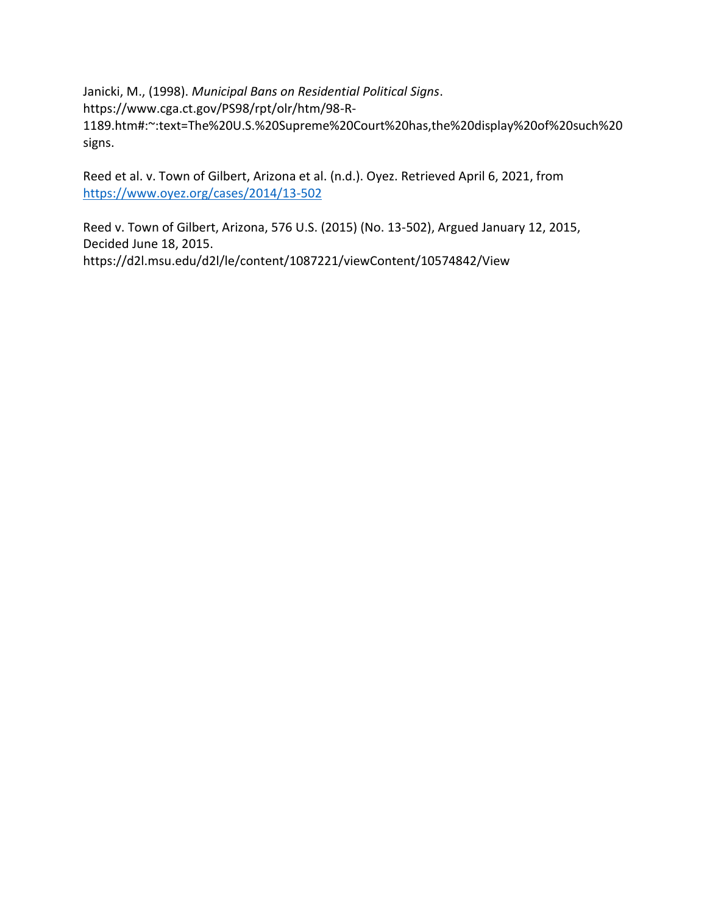Janicki, M., (1998). *Municipal Bans on Residential Political Signs*. https://www.cga.ct.gov/PS98/rpt/olr/htm/98-R-1189.htm#:~:text=The%20U.S.%20Supreme%20Court%20has,the%20display%20of%20such%20signs.

Reed et al. v. Town of Gilbert, Arizona et al. (n.d.). Oyez. Retrieved April 6, 2021, from https://www.oyez.org/cases/2014/13-502

Reed v. Town of Gilbert, Arizona, 576 U.S. (2015) (No. 13-502), Argued January 12, 2015, Decided June 18, 2015. https://d2l.msu.edu/d2l/le/content/1087221/viewContent/10574842/View